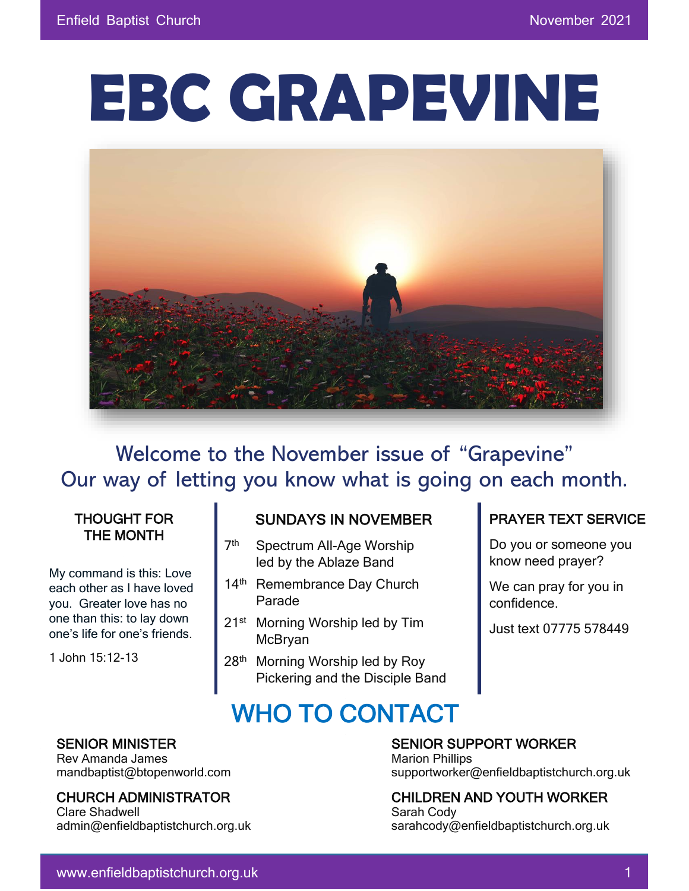# EBC GRAPEVINE

Welcome to the November issue of "Grapevine"
Our way of letting you know what is going on each month.

## THOUGHT FOR THE MONTH

My command is this: Love each other as I have loved you. Greater love has no one than this: to lay down one's life for one's friends.

1 John 15:12-13

## SUNDAYS IN NOVEMBER

- 7th Spectrum All-Age Worship led by the Ablaze Band
- 14th Remembrance Day Church Parade
- 21st Morning Worship led by Tim McBryan
- 28th Morning Worship led by Roy Pickering and the Disciple Band

## PRAYER TEXT SERVICE

Do you or someone you know need prayer?

We can pray for you in confidence.

Just text 07775 578449

## WHO TO CONTACT

**SENIOR MINISTER**
Rev Amanda James
mandbaptist@btopenworld.com

**CHURCH ADMINISTRATOR**
Clare Shadwell
admin@enfieldbaptistchurch.org.uk

**SENIOR SUPPORT WORKER**
Marion Phillips
supportworker@enfieldbaptistchurch.org.uk

**CHILDREN AND YOUTH WORKER**
Sarah Cody
sarahcody@enfieldbaptistchurch.org.uk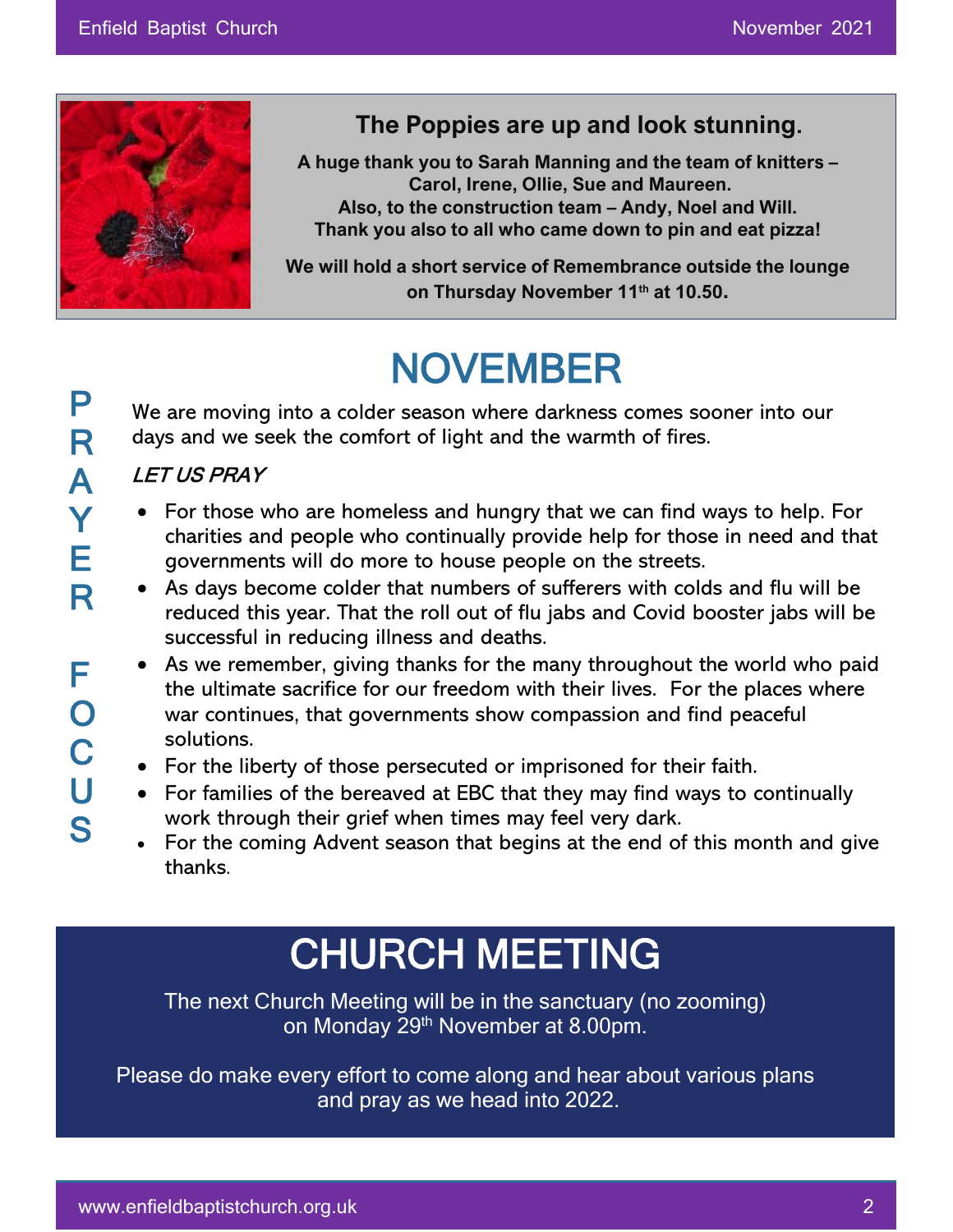## The Poppies are up and look stunning.

**A huge thank you to Sarah Manning and the team of knitters – Carol, Irene, Ollie, Sue and Maureen.**
**Also, to the construction team – Andy, Noel and Will.**
**Thank you also to all who came down to pin and eat pizza!**

**We will hold a short service of Remembrance outside the lounge on Thursday November 11th at 10.50.**

# NOVEMBER

**PRAYER FOCUS**

We are moving into a colder season where darkness comes sooner into our days and we seek the comfort of light and the warmth of fires.

*LET US PRAY*

- For those who are homeless and hungry that we can find ways to help. For charities and people who continually provide help for those in need and that governments will do more to house people on the streets.
- As days become colder that numbers of sufferers with colds and flu will be reduced this year. That the roll out of flu jabs and Covid booster jabs will be successful in reducing illness and deaths.
- As we remember, giving thanks for the many throughout the world who paid the ultimate sacrifice for our freedom with their lives. For the places where war continues, that governments show compassion and find peaceful solutions.
- For the liberty of those persecuted or imprisoned for their faith.
- For families of the bereaved at EBC that they may find ways to continually work through their grief when times may feel very dark.
- For the coming Advent season that begins at the end of this month and give thanks.

# CHURCH MEETING

The next Church Meeting will be in the sanctuary (no zooming) on Monday 29th November at 8.00pm.

Please do make every effort to come along and hear about various plans and pray as we head into 2022.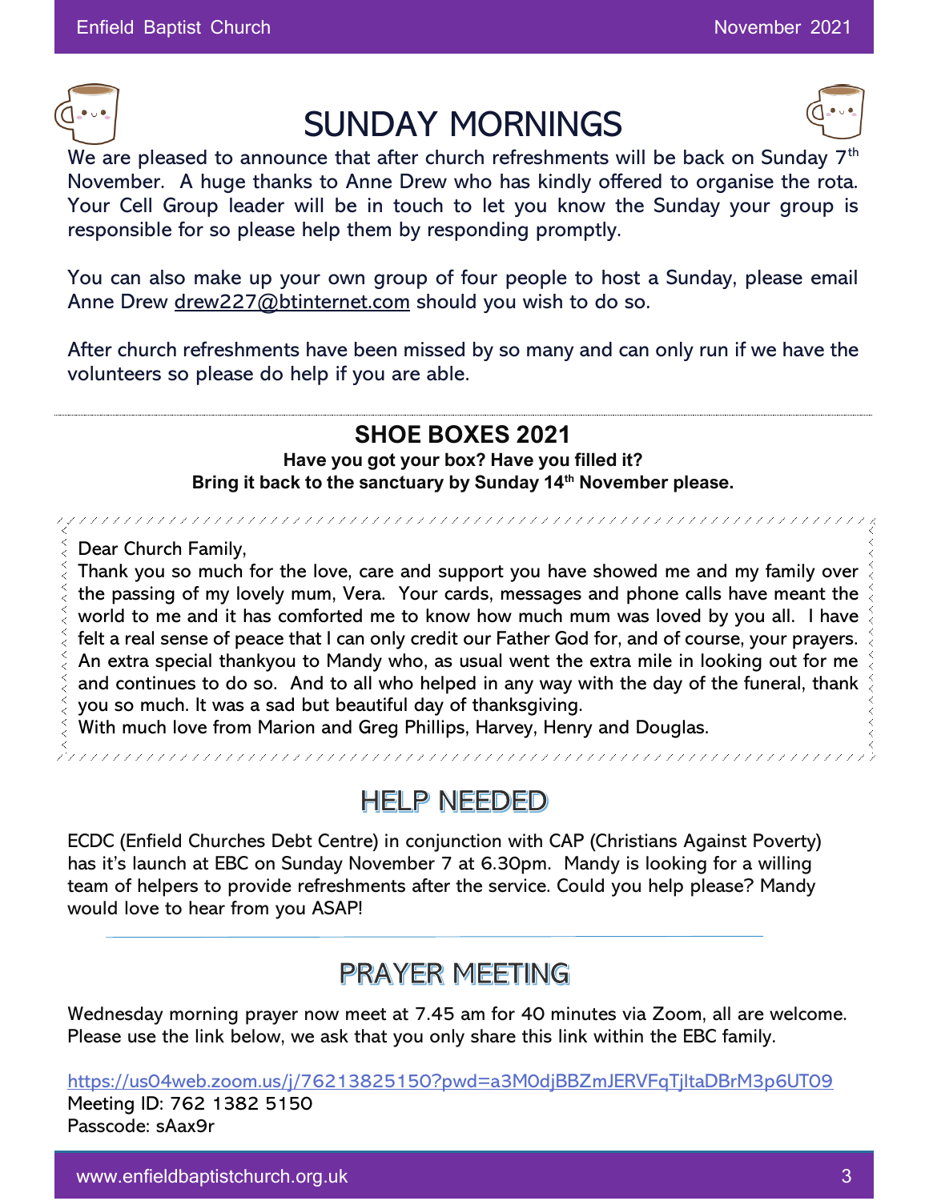# SUNDAY MORNINGS

We are pleased to announce that after church refreshments will be back on Sunday 7th November. A huge thanks to Anne Drew who has kindly offered to organise the rota. Your Cell Group leader will be in touch to let you know the Sunday your group is responsible for so please help them by responding promptly.

You can also make up your own group of four people to host a Sunday, please email Anne Drew drew227@btinternet.com should you wish to do so.

After church refreshments have been missed by so many and can only run if we have the volunteers so please do help if you are able.

---

## SHOE BOXES 2021

**Have you got your box? Have you filled it?**
**Bring it back to the sanctuary by Sunday 14th November please.**

---

Dear Church Family,
Thank you so much for the love, care and support you have showed me and my family over the passing of my lovely mum, Vera. Your cards, messages and phone calls have meant the world to me and it has comforted me to know how much mum was loved by you all. I have felt a real sense of peace that I can only credit our Father God for, and of course, your prayers. An extra special thankyou to Mandy who, as usual went the extra mile in looking out for me and continues to do so. And to all who helped in any way with the day of the funeral, thank you so much. It was a sad but beautiful day of thanksgiving.
With much love from Marion and Greg Phillips, Harvey, Henry and Douglas.

---

# HELP NEEDED

ECDC (Enfield Churches Debt Centre) in conjunction with CAP (Christians Against Poverty) has it's launch at EBC on Sunday November 7 at 6.30pm. Mandy is looking for a willing team of helpers to provide refreshments after the service. Could you help please? Mandy would love to hear from you ASAP!

---

# PRAYER MEETING

Wednesday morning prayer now meet at 7.45 am for 40 minutes via Zoom, all are welcome. Please use the link below, we ask that you only share this link within the EBC family.

https://us04web.zoom.us/j/76213825150?pwd=a3M0djBBZmJERVFqTjltaDBrM3p6UT09
Meeting ID: 762 1382 5150
Passcode: sAax9r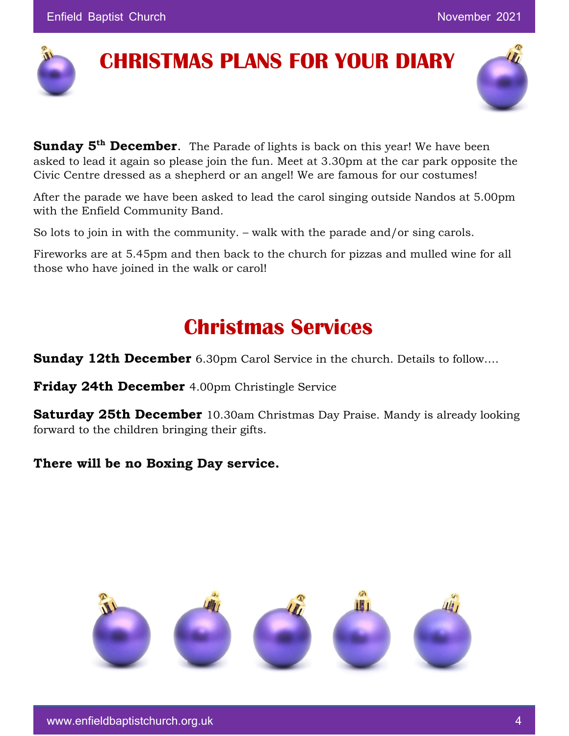# CHRISTMAS PLANS FOR YOUR DIARY

**Sunday 5th December**. The Parade of lights is back on this year! We have been asked to lead it again so please join the fun. Meet at 3.30pm at the car park opposite the Civic Centre dressed as a shepherd or an angel! We are famous for our costumes!

After the parade we have been asked to lead the carol singing outside Nandos at 5.00pm with the Enfield Community Band.

So lots to join in with the community. – walk with the parade and/or sing carols.

Fireworks are at 5.45pm and then back to the church for pizzas and mulled wine for all those who have joined in the walk or carol!

## Christmas Services

**Sunday 12th December** 6.30pm Carol Service in the church. Details to follow….

**Friday 24th December** 4.00pm Christingle Service

**Saturday 25th December** 10.30am Christmas Day Praise. Mandy is already looking forward to the children bringing their gifts.

**There will be no Boxing Day service.**